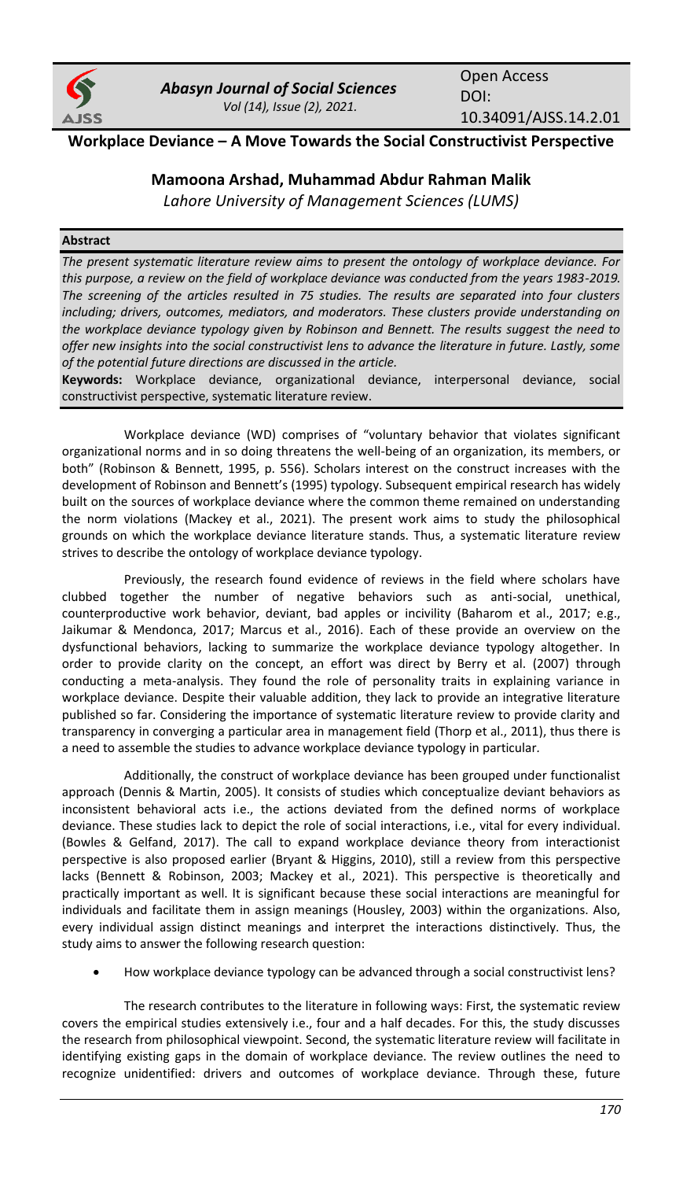# Workplace Deviance – A Move Towards the Social Constructivist Perspective

**Mamoona Arshad, Muhammad Abdur Rahman Malik**

*Lahore University of Management Sciences (LUMS)*

**Abstract**

*The present systematic literature review aims to present the ontology of workplace deviance. For this purpose, a review on the field of workplace deviance was conducted from the years 1983-2019. The screening of the articles resulted in 75 studies. The results are separated into four clusters including; drivers, outcomes, mediators, and moderators. These clusters provide understanding on the workplace deviance typology given by Robinson and Bennett. The results suggest the need to offer new insights into the social constructivist lens to advance the literature in future. Lastly, some of the potential future directions are discussed in the article.*

**Keywords:** Workplace deviance, organizational deviance, interpersonal deviance, social constructivist perspective, systematic literature review.

Workplace deviance (WD) comprises of "voluntary behavior that violates significant organizational norms and in so doing threatens the well-being of an organization, its members, or both" (Robinson & Bennett, 1995, p. 556). Scholars interest on the construct increases with the development of Robinson and Bennett's (1995) typology. Subsequent empirical research has widely built on the sources of workplace deviance where the common theme remained on understanding the norm violations (Mackey et al., 2021). The present work aims to study the philosophical grounds on which the workplace deviance literature stands. Thus, a systematic literature review strives to describe the ontology of workplace deviance typology.

Previously, the research found evidence of reviews in the field where scholars have clubbed together the number of negative behaviors such as anti-social, unethical, counterproductive work behavior, deviant, bad apples or incivility (Baharom et al., 2017; e.g., Jaikumar & Mendonca, 2017; Marcus et al., 2016). Each of these provide an overview on the dysfunctional behaviors, lacking to summarize the workplace deviance typology altogether. In order to provide clarity on the concept, an effort was direct by Berry et al. (2007) through conducting a meta-analysis. They found the role of personality traits in explaining variance in workplace deviance. Despite their valuable addition, they lack to provide an integrative literature published so far. Considering the importance of systematic literature review to provide clarity and transparency in converging a particular area in management field (Thorp et al., 2011), thus there is a need to assemble the studies to advance workplace deviance typology in particular.

Additionally, the construct of workplace deviance has been grouped under functionalist approach (Dennis & Martin, 2005). It consists of studies which conceptualize deviant behaviors as inconsistent behavioral acts i.e., the actions deviated from the defined norms of workplace deviance. These studies lack to depict the role of social interactions, i.e., vital for every individual. (Bowles & Gelfand, 2017). The call to expand workplace deviance theory from interactionist perspective is also proposed earlier (Bryant & Higgins, 2010), still a review from this perspective lacks (Bennett & Robinson, 2003; Mackey et al., 2021). This perspective is theoretically and practically important as well. It is significant because these social interactions are meaningful for individuals and facilitate them in assign meanings (Housley, 2003) within the organizations. Also, every individual assign distinct meanings and interpret the interactions distinctively. Thus, the study aims to answer the following research question:

- How workplace deviance typology can be advanced through a social constructivist lens?

The research contributes to the literature in following ways: First, the systematic review covers the empirical studies extensively i.e., four and a half decades. For this, the study discusses the research from philosophical viewpoint. Second, the systematic literature review will facilitate in identifying existing gaps in the domain of workplace deviance. The review outlines the need to recognize unidentified: drivers and outcomes of workplace deviance. Through these, future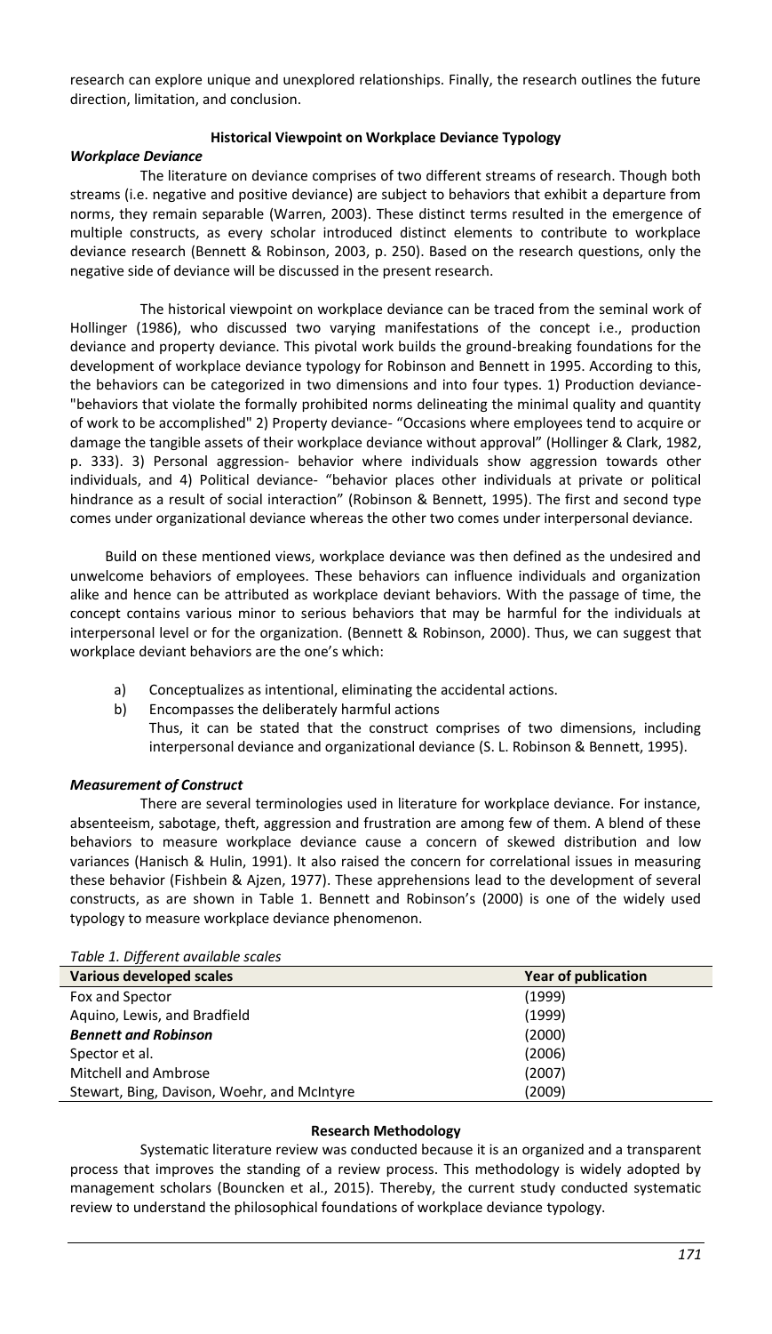research can explore unique and unexplored relationships. Finally, the research outlines the future direction, limitation, and conclusion.

## Historical Viewpoint on Workplace Deviance Typology

### *Workplace Deviance*

The literature on deviance comprises of two different streams of research. Though both streams (i.e. negative and positive deviance) are subject to behaviors that exhibit a departure from norms, they remain separable (Warren, 2003). These distinct terms resulted in the emergence of multiple constructs, as every scholar introduced distinct elements to contribute to workplace deviance research (Bennett & Robinson, 2003, p. 250). Based on the research questions, only the negative side of deviance will be discussed in the present research.

The historical viewpoint on workplace deviance can be traced from the seminal work of Hollinger (1986), who discussed two varying manifestations of the concept i.e., production deviance and property deviance. This pivotal work builds the ground-breaking foundations for the development of workplace deviance typology for Robinson and Bennett in 1995. According to this, the behaviors can be categorized in two dimensions and into four types. 1) Production deviance- "behaviors that violate the formally prohibited norms delineating the minimal quality and quantity of work to be accomplished" 2) Property deviance- "Occasions where employees tend to acquire or damage the tangible assets of their workplace deviance without approval" (Hollinger & Clark, 1982, p. 333). 3) Personal aggression- behavior where individuals show aggression towards other individuals, and 4) Political deviance- "behavior places other individuals at private or political hindrance as a result of social interaction" (Robinson & Bennett, 1995). The first and second type comes under organizational deviance whereas the other two comes under interpersonal deviance.

Build on these mentioned views, workplace deviance was then defined as the undesired and unwelcome behaviors of employees. These behaviors can influence individuals and organization alike and hence can be attributed as workplace deviant behaviors. With the passage of time, the concept contains various minor to serious behaviors that may be harmful for the individuals at interpersonal level or for the organization. (Bennett & Robinson, 2000). Thus, we can suggest that workplace deviant behaviors are the one's which:

a) Conceptualizes as intentional, eliminating the accidental actions.
b) Encompasses the deliberately harmful actions

Thus, it can be stated that the construct comprises of two dimensions, including interpersonal deviance and organizational deviance (S. L. Robinson & Bennett, 1995).

### *Measurement of Construct*

There are several terminologies used in literature for workplace deviance. For instance, absenteeism, sabotage, theft, aggression and frustration are among few of them. A blend of these behaviors to measure workplace deviance cause a concern of skewed distribution and low variances (Hanisch & Hulin, 1991). It also raised the concern for correlational issues in measuring these behavior (Fishbein & Ajzen, 1977). These apprehensions lead to the development of several constructs, as are shown in Table 1. Bennett and Robinson's (2000) is one of the widely used typology to measure workplace deviance phenomenon.

*Table 1. Different available scales*

| Various developed scales | Year of publication |
|---|---|
| Fox and Spector | (1999) |
| Aquino, Lewis, and Bradfield | (1999) |
| ***Bennett and Robinson*** | (2000) |
| Spector et al. | (2006) |
| Mitchell and Ambrose | (2007) |
| Stewart, Bing, Davison, Woehr, and McIntyre | (2009) |

## Research Methodology

Systematic literature review was conducted because it is an organized and a transparent process that improves the standing of a review process. This methodology is widely adopted by management scholars (Bouncken et al., 2015). Thereby, the current study conducted systematic review to understand the philosophical foundations of workplace deviance typology.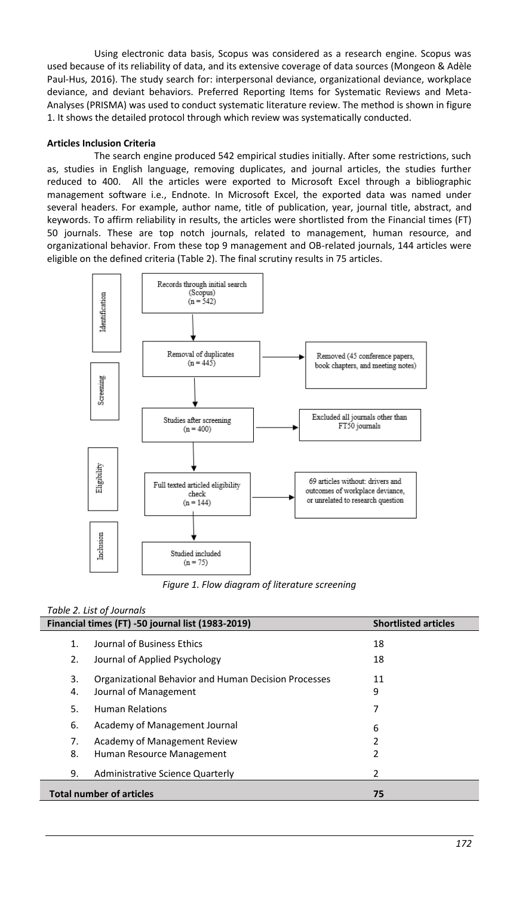Using electronic data basis, Scopus was considered as a research engine. Scopus was used because of its reliability of data, and its extensive coverage of data sources (Mongeon & Adèle Paul-Hus, 2016). The study search for: interpersonal deviance, organizational deviance, workplace deviance, and deviant behaviors. Preferred Reporting Items for Systematic Reviews and Meta-Analyses (PRISMA) was used to conduct systematic literature review. The method is shown in figure 1. It shows the detailed protocol through which review was systematically conducted.

**Articles Inclusion Criteria**

The search engine produced 542 empirical studies initially. After some restrictions, such as, studies in English language, removing duplicates, and journal articles, the studies further reduced to 400. All the articles were exported to Microsoft Excel through a bibliographic management software i.e., Endnote. In Microsoft Excel, the exported data was named under several headers. For example, author name, title of publication, year, journal title, abstract, and keywords. To affirm reliability in results, the articles were shortlisted from the Financial times (FT) 50 journals. These are top notch journals, related to management, human resource, and organizational behavior. From these top 9 management and OB-related journals, 144 articles were eligible on the defined criteria (Table 2). The final scrutiny results in 75 articles.

Identification: Records through initial search (Scopus) (n = 542)

Screening: Removal of duplicates (n = 445) → Removed (45 conference papers, book chapters, and meeting notes)

Studies after screening (n = 400) → Excluded all journals other than FT50 journals

Eligibility: Full texted articled eligibility check (n = 144) → 69 articles without: drivers and outcomes of workplace deviance, or unrelated to research question

Inclusion: Studied included (n = 75)

*Figure 1. Flow diagram of literature screening*

*Table 2. List of Journals*

| | Financial times (FT) -50 journal list (1983-2019) | Shortlisted articles |
|---|---|---|
| 1. | Journal of Business Ethics | 18 |
| 2. | Journal of Applied Psychology | 18 |
| 3. | Organizational Behavior and Human Decision Processes | 11 |
| 4. | Journal of Management | 9 |
| 5. | Human Relations | 7 |
| 6. | Academy of Management Journal | 6 |
| 7. | Academy of Management Review | 2 |
| 8. | Human Resource Management | 2 |
| 9. | Administrative Science Quarterly | 2 |
| **Total number of articles** | | **75** |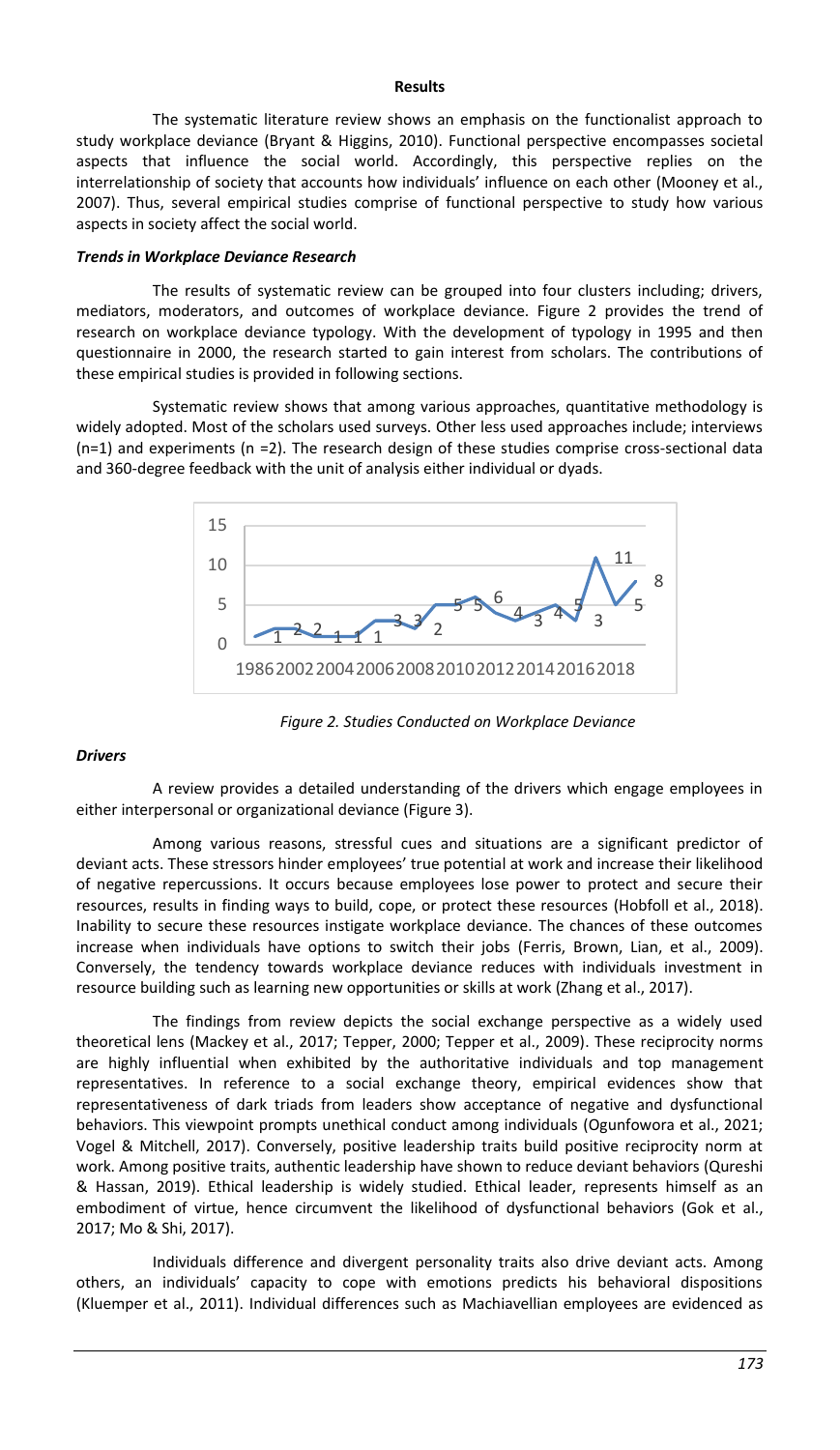**Results**

The systematic literature review shows an emphasis on the functionalist approach to study workplace deviance (Bryant & Higgins, 2010). Functional perspective encompasses societal aspects that influence the social world. Accordingly, this perspective replies on the interrelationship of society that accounts how individuals' influence on each other (Mooney et al., 2007). Thus, several empirical studies comprise of functional perspective to study how various aspects in society affect the social world.

***Trends in Workplace Deviance Research***

The results of systematic review can be grouped into four clusters including; drivers, mediators, moderators, and outcomes of workplace deviance. Figure 2 provides the trend of research on workplace deviance typology. With the development of typology in 1995 and then questionnaire in 2000, the research started to gain interest from scholars. The contributions of these empirical studies is provided in following sections.

Systematic review shows that among various approaches, quantitative methodology is widely adopted. Most of the scholars used surveys. Other less used approaches include; interviews (n=1) and experiments (n =2). The research design of these studies comprise cross-sectional data and 360-degree feedback with the unit of analysis either individual or dyads.

*Figure 2. Studies Conducted on Workplace Deviance*

***Drivers***

A review provides a detailed understanding of the drivers which engage employees in either interpersonal or organizational deviance (Figure 3).

Among various reasons, stressful cues and situations are a significant predictor of deviant acts. These stressors hinder employees' true potential at work and increase their likelihood of negative repercussions. It occurs because employees lose power to protect and secure their resources, results in finding ways to build, cope, or protect these resources (Hobfoll et al., 2018). Inability to secure these resources instigate workplace deviance. The chances of these outcomes increase when individuals have options to switch their jobs (Ferris, Brown, Lian, et al., 2009). Conversely, the tendency towards workplace deviance reduces with individuals investment in resource building such as learning new opportunities or skills at work (Zhang et al., 2017).

The findings from review depicts the social exchange perspective as a widely used theoretical lens (Mackey et al., 2017; Tepper, 2000; Tepper et al., 2009). These reciprocity norms are highly influential when exhibited by the authoritative individuals and top management representatives. In reference to a social exchange theory, empirical evidences show that representativeness of dark triads from leaders show acceptance of negative and dysfunctional behaviors. This viewpoint prompts unethical conduct among individuals (Ogunfowora et al., 2021; Vogel & Mitchell, 2017). Conversely, positive leadership traits build positive reciprocity norm at work. Among positive traits, authentic leadership have shown to reduce deviant behaviors (Qureshi & Hassan, 2019). Ethical leadership is widely studied. Ethical leader, represents himself as an embodiment of virtue, hence circumvent the likelihood of dysfunctional behaviors (Gok et al., 2017; Mo & Shi, 2017).

Individuals difference and divergent personality traits also drive deviant acts. Among others, an individuals' capacity to cope with emotions predicts his behavioral dispositions (Kluemper et al., 2011). Individual differences such as Machiavellian employees are evidenced as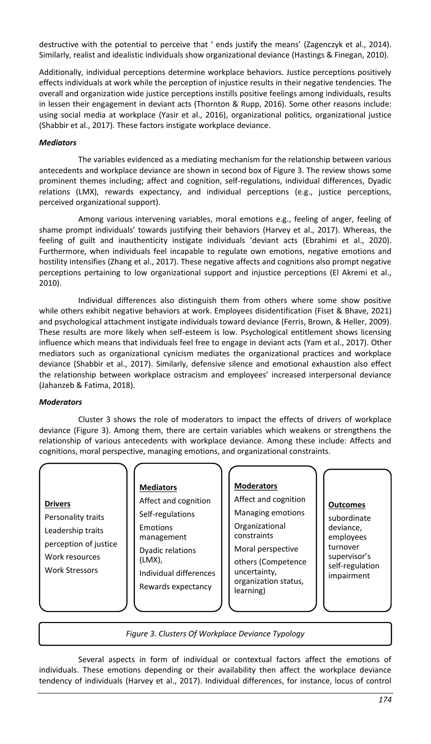destructive with the potential to perceive that ' ends justify the means' (Zagenczyk et al., 2014). Similarly, realist and idealistic individuals show organizational deviance (Hastings & Finegan, 2010).

Additionally, individual perceptions determine workplace behaviors. Justice perceptions positively effects individuals at work while the perception of injustice results in their negative tendencies. The overall and organization wide justice perceptions instills positive feelings among individuals, results in lessen their engagement in deviant acts (Thornton & Rupp, 2016). Some other reasons include: using social media at workplace (Yasir et al., 2016), organizational politics, organizational justice (Shabbir et al., 2017). These factors instigate workplace deviance.

### *Mediators*

The variables evidenced as a mediating mechanism for the relationship between various antecedents and workplace deviance are shown in second box of Figure 3. The review shows some prominent themes including; affect and cognition, self-regulations, individual differences, Dyadic relations (LMX), rewards expectancy, and individual perceptions (e.g., justice perceptions, perceived organizational support).

Among various intervening variables, moral emotions e.g., feeling of anger, feeling of shame prompt individuals' towards justifying their behaviors (Harvey et al., 2017). Whereas, the feeling of guilt and inauthenticity instigate individuals 'deviant acts (Ebrahimi et al., 2020). Furthermore, when individuals feel incapable to regulate own emotions, negative emotions and hostility intensifies (Zhang et al., 2017). These negative affects and cognitions also prompt negative perceptions pertaining to low organizational support and injustice perceptions (El Akremi et al., 2010).

Individual differences also distinguish them from others where some show positive while others exhibit negative behaviors at work. Employees disidentification (Fiset & Bhave, 2021) and psychological attachment instigate individuals toward deviance (Ferris, Brown, & Heller, 2009). These results are more likely when self-esteem is low. Psychological entitlement shows licensing influence which means that individuals feel free to engage in deviant acts (Yam et al., 2017). Other mediators such as organizational cynicism mediates the organizational practices and workplace deviance (Shabbir et al., 2017). Similarly, defensive silence and emotional exhaustion also effect the relationship between workplace ostracism and employees' increased interpersonal deviance (Jahanzeb & Fatima, 2018).

### *Moderators*

Cluster 3 shows the role of moderators to impact the effects of drivers of workplace deviance (Figure 3). Among them, there are certain variables which weakens or strengthens the relationship of various antecedents with workplace deviance. Among these include: Affects and cognitions, moral perspective, managing emotions, and organizational constraints.

| **Drivers** | **Mediators** | **Moderators** | **Outcomes** |
|---|---|---|---|
| Personality traits<br>Leadership traits<br>perception of justice<br>Work resources<br>Work Stressors | Affect and cognition<br>Self-regulations<br>Emotions management<br>Dyadic relations (LMX),<br>Individual differences<br>Rewards expectancy | Affect and cognition<br>Managing emotions<br>Organizational constraints<br>Moral perspective<br>others (Competence uncertainty, organization status, learning) | subordinate deviance, employees turnover supervisor's self-regulation impairment |

*Figure 3. Clusters Of Workplace Deviance Typology*

Several aspects in form of individual or contextual factors affect the emotions of individuals. These emotions depending or their availability then affect the workplace deviance tendency of individuals (Harvey et al., 2017). Individual differences, for instance, locus of control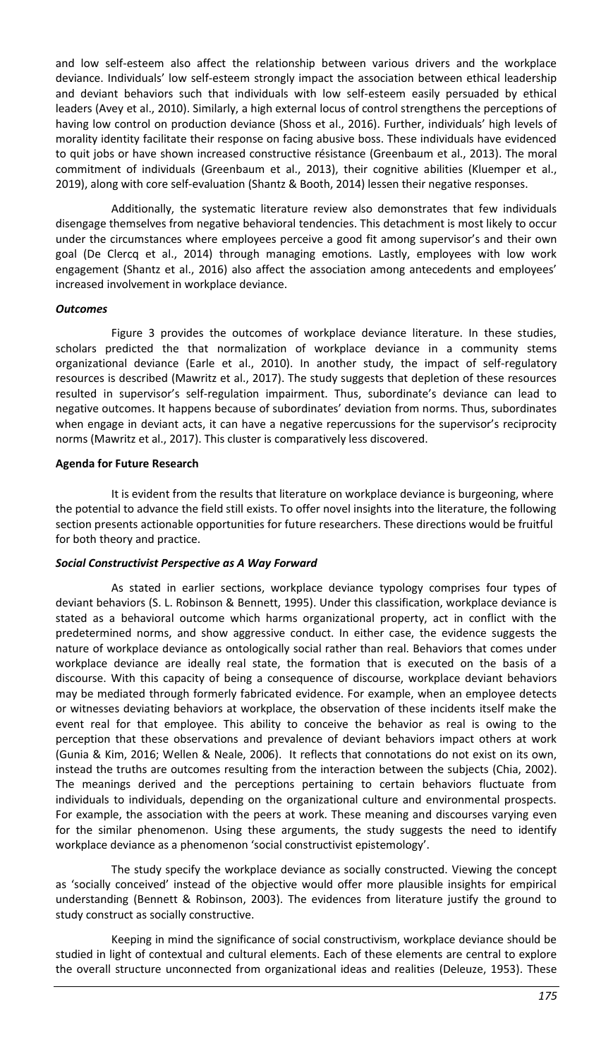and low self-esteem also affect the relationship between various drivers and the workplace deviance. Individuals' low self-esteem strongly impact the association between ethical leadership and deviant behaviors such that individuals with low self-esteem easily persuaded by ethical leaders (Avey et al., 2010). Similarly, a high external locus of control strengthens the perceptions of having low control on production deviance (Shoss et al., 2016). Further, individuals' high levels of morality identity facilitate their response on facing abusive boss. These individuals have evidenced to quit jobs or have shown increased constructive résistance (Greenbaum et al., 2013). The moral commitment of individuals (Greenbaum et al., 2013), their cognitive abilities (Kluemper et al., 2019), along with core self-evaluation (Shantz & Booth, 2014) lessen their negative responses.

Additionally, the systematic literature review also demonstrates that few individuals disengage themselves from negative behavioral tendencies. This detachment is most likely to occur under the circumstances where employees perceive a good fit among supervisor's and their own goal (De Clercq et al., 2014) through managing emotions. Lastly, employees with low work engagement (Shantz et al., 2016) also affect the association among antecedents and employees' increased involvement in workplace deviance.

### *Outcomes*

Figure 3 provides the outcomes of workplace deviance literature. In these studies, scholars predicted the that normalization of workplace deviance in a community stems organizational deviance (Earle et al., 2010). In another study, the impact of self-regulatory resources is described (Mawritz et al., 2017). The study suggests that depletion of these resources resulted in supervisor's self-regulation impairment. Thus, subordinate's deviance can lead to negative outcomes. It happens because of subordinates' deviation from norms. Thus, subordinates when engage in deviant acts, it can have a negative repercussions for the supervisor's reciprocity norms (Mawritz et al., 2017). This cluster is comparatively less discovered.

## **Agenda for Future Research**

It is evident from the results that literature on workplace deviance is burgeoning, where the potential to advance the field still exists. To offer novel insights into the literature, the following section presents actionable opportunities for future researchers. These directions would be fruitful for both theory and practice.

### *Social Constructivist Perspective as A Way Forward*

As stated in earlier sections, workplace deviance typology comprises four types of deviant behaviors (S. L. Robinson & Bennett, 1995). Under this classification, workplace deviance is stated as a behavioral outcome which harms organizational property, act in conflict with the predetermined norms, and show aggressive conduct. In either case, the evidence suggests the nature of workplace deviance as ontologically social rather than real. Behaviors that comes under workplace deviance are ideally real state, the formation that is executed on the basis of a discourse. With this capacity of being a consequence of discourse, workplace deviant behaviors may be mediated through formerly fabricated evidence. For example, when an employee detects or witnesses deviating behaviors at workplace, the observation of these incidents itself make the event real for that employee. This ability to conceive the behavior as real is owing to the perception that these observations and prevalence of deviant behaviors impact others at work (Gunia & Kim, 2016; Wellen & Neale, 2006). It reflects that connotations do not exist on its own, instead the truths are outcomes resulting from the interaction between the subjects (Chia, 2002). The meanings derived and the perceptions pertaining to certain behaviors fluctuate from individuals to individuals, depending on the organizational culture and environmental prospects. For example, the association with the peers at work. These meaning and discourses varying even for the similar phenomenon. Using these arguments, the study suggests the need to identify workplace deviance as a phenomenon 'social constructivist epistemology'.

The study specify the workplace deviance as socially constructed. Viewing the concept as 'socially conceived' instead of the objective would offer more plausible insights for empirical understanding (Bennett & Robinson, 2003). The evidences from literature justify the ground to study construct as socially constructive.

Keeping in mind the significance of social constructivism, workplace deviance should be studied in light of contextual and cultural elements. Each of these elements are central to explore the overall structure unconnected from organizational ideas and realities (Deleuze, 1953). These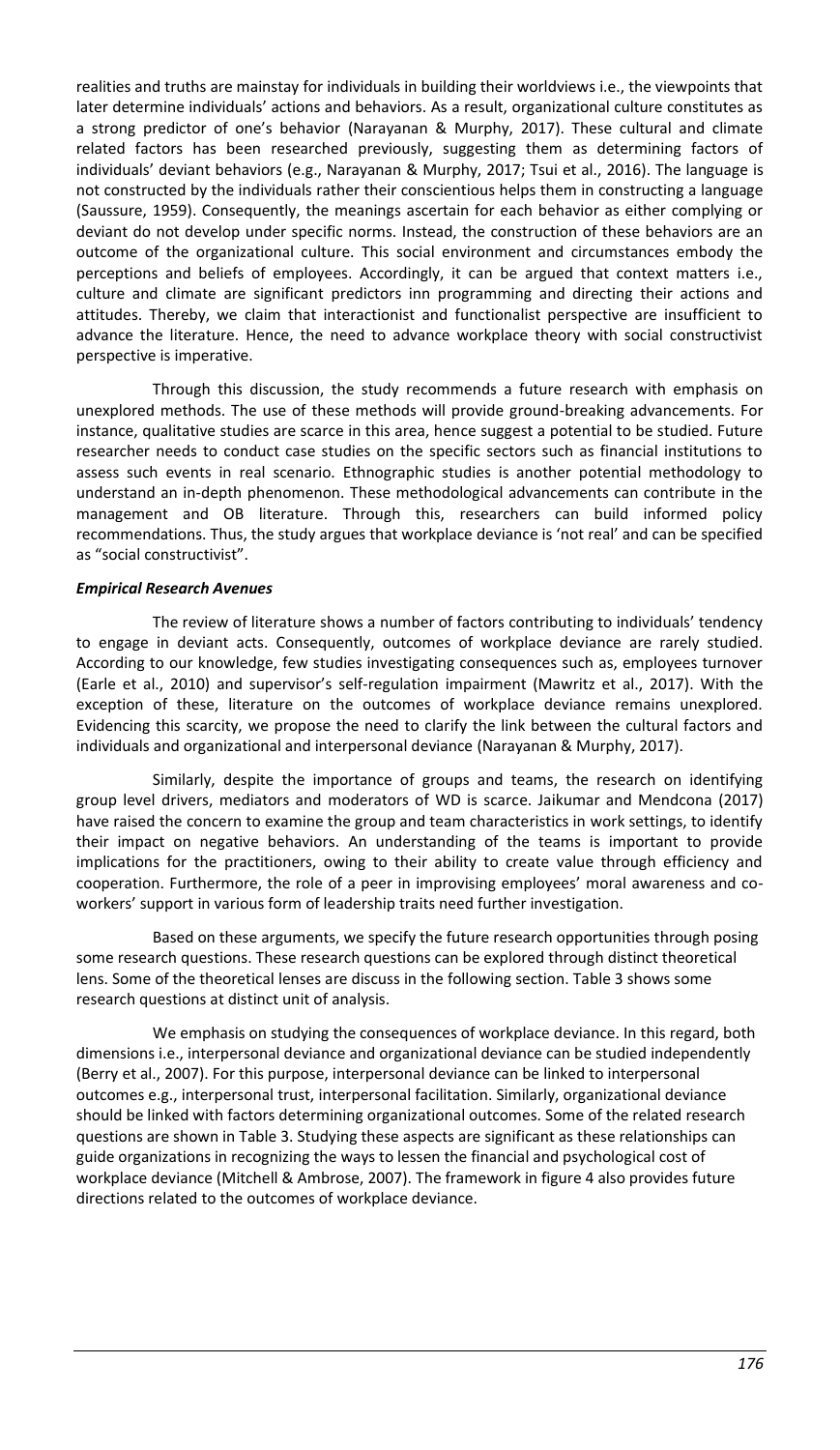realities and truths are mainstay for individuals in building their worldviews i.e., the viewpoints that later determine individuals' actions and behaviors. As a result, organizational culture constitutes as a strong predictor of one's behavior (Narayanan & Murphy, 2017). These cultural and climate related factors has been researched previously, suggesting them as determining factors of individuals' deviant behaviors (e.g., Narayanan & Murphy, 2017; Tsui et al., 2016). The language is not constructed by the individuals rather their conscientious helps them in constructing a language (Saussure, 1959). Consequently, the meanings ascertain for each behavior as either complying or deviant do not develop under specific norms. Instead, the construction of these behaviors are an outcome of the organizational culture. This social environment and circumstances embody the perceptions and beliefs of employees. Accordingly, it can be argued that context matters i.e., culture and climate are significant predictors inn programming and directing their actions and attitudes. Thereby, we claim that interactionist and functionalist perspective are insufficient to advance the literature. Hence, the need to advance workplace theory with social constructivist perspective is imperative.

Through this discussion, the study recommends a future research with emphasis on unexplored methods. The use of these methods will provide ground-breaking advancements. For instance, qualitative studies are scarce in this area, hence suggest a potential to be studied. Future researcher needs to conduct case studies on the specific sectors such as financial institutions to assess such events in real scenario. Ethnographic studies is another potential methodology to understand an in-depth phenomenon. These methodological advancements can contribute in the management and OB literature. Through this, researchers can build informed policy recommendations. Thus, the study argues that workplace deviance is 'not real' and can be specified as "social constructivist".

### ***Empirical Research Avenues***

The review of literature shows a number of factors contributing to individuals' tendency to engage in deviant acts. Consequently, outcomes of workplace deviance are rarely studied. According to our knowledge, few studies investigating consequences such as, employees turnover (Earle et al., 2010) and supervisor's self-regulation impairment (Mawritz et al., 2017). With the exception of these, literature on the outcomes of workplace deviance remains unexplored. Evidencing this scarcity, we propose the need to clarify the link between the cultural factors and individuals and organizational and interpersonal deviance (Narayanan & Murphy, 2017).

Similarly, despite the importance of groups and teams, the research on identifying group level drivers, mediators and moderators of WD is scarce. Jaikumar and Mendcona (2017) have raised the concern to examine the group and team characteristics in work settings, to identify their impact on negative behaviors. An understanding of the teams is important to provide implications for the practitioners, owing to their ability to create value through efficiency and cooperation. Furthermore, the role of a peer in improvising employees' moral awareness and co-workers' support in various form of leadership traits need further investigation.

Based on these arguments, we specify the future research opportunities through posing some research questions. These research questions can be explored through distinct theoretical lens. Some of the theoretical lenses are discuss in the following section. Table 3 shows some research questions at distinct unit of analysis.

We emphasis on studying the consequences of workplace deviance. In this regard, both dimensions i.e., interpersonal deviance and organizational deviance can be studied independently (Berry et al., 2007). For this purpose, interpersonal deviance can be linked to interpersonal outcomes e.g., interpersonal trust, interpersonal facilitation. Similarly, organizational deviance should be linked with factors determining organizational outcomes. Some of the related research questions are shown in Table 3. Studying these aspects are significant as these relationships can guide organizations in recognizing the ways to lessen the financial and psychological cost of workplace deviance (Mitchell & Ambrose, 2007). The framework in figure 4 also provides future directions related to the outcomes of workplace deviance.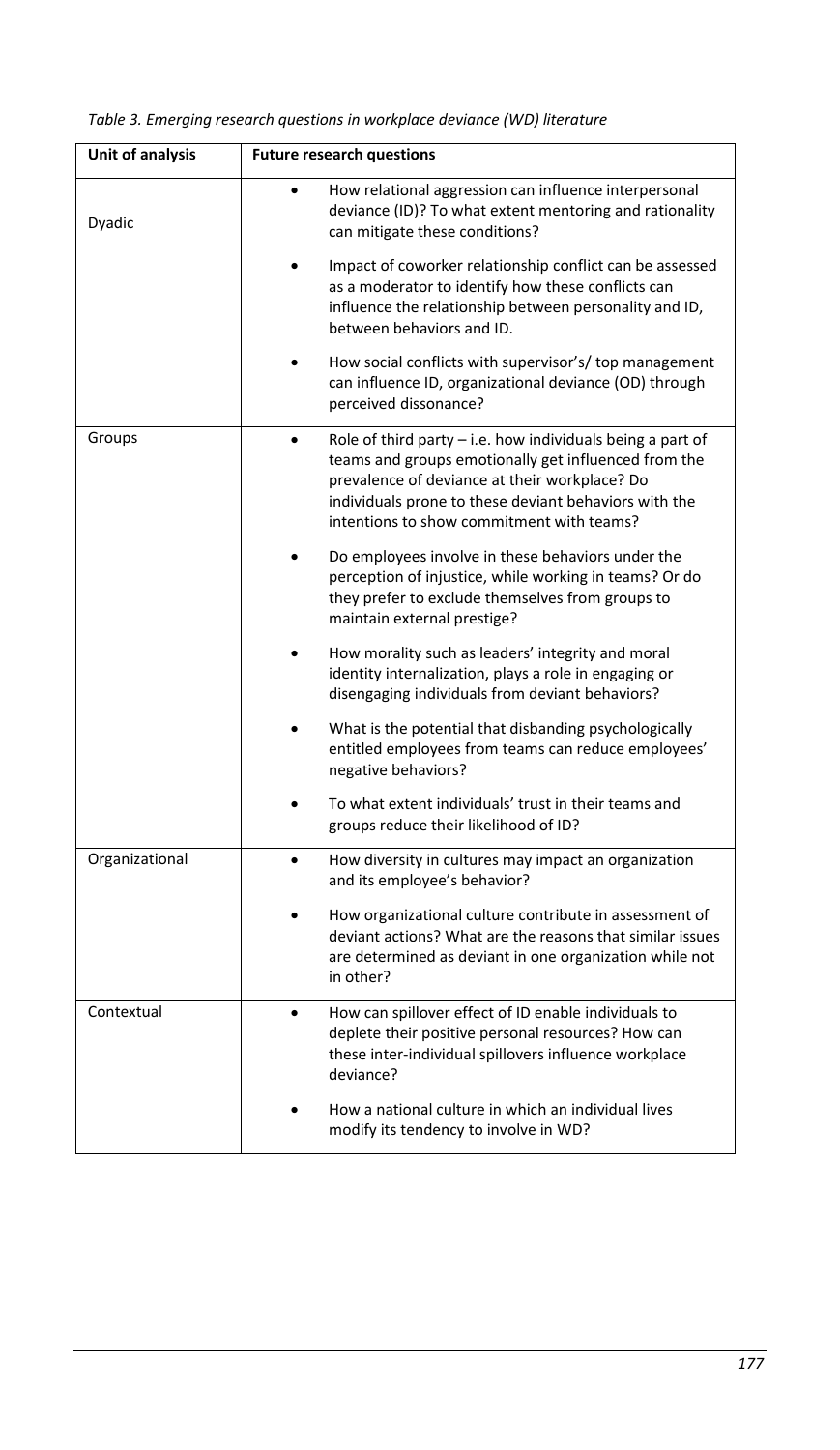*Table 3. Emerging research questions in workplace deviance (WD) literature*

| Unit of analysis | Future research questions |
|---|---|
| Dyadic | • How relational aggression can influence interpersonal deviance (ID)? To what extent mentoring and rationality can mitigate these conditions?<br>• Impact of coworker relationship conflict can be assessed as a moderator to identify how these conflicts can influence the relationship between personality and ID, between behaviors and ID.<br>• How social conflicts with supervisor's/ top management can influence ID, organizational deviance (OD) through perceived dissonance? |
| Groups | • Role of third party – i.e. how individuals being a part of teams and groups emotionally get influenced from the prevalence of deviance at their workplace? Do individuals prone to these deviant behaviors with the intentions to show commitment with teams?<br>• Do employees involve in these behaviors under the perception of injustice, while working in teams? Or do they prefer to exclude themselves from groups to maintain external prestige?<br>• How morality such as leaders' integrity and moral identity internalization, plays a role in engaging or disengaging individuals from deviant behaviors?<br>• What is the potential that disbanding psychologically entitled employees from teams can reduce employees' negative behaviors?<br>• To what extent individuals' trust in their teams and groups reduce their likelihood of ID? |
| Organizational | • How diversity in cultures may impact an organization and its employee's behavior?<br>• How organizational culture contribute in assessment of deviant actions? What are the reasons that similar issues are determined as deviant in one organization while not in other? |
| Contextual | • How can spillover effect of ID enable individuals to deplete their positive personal resources? How can these inter-individual spillovers influence workplace deviance?<br>• How a national culture in which an individual lives modify its tendency to involve in WD? |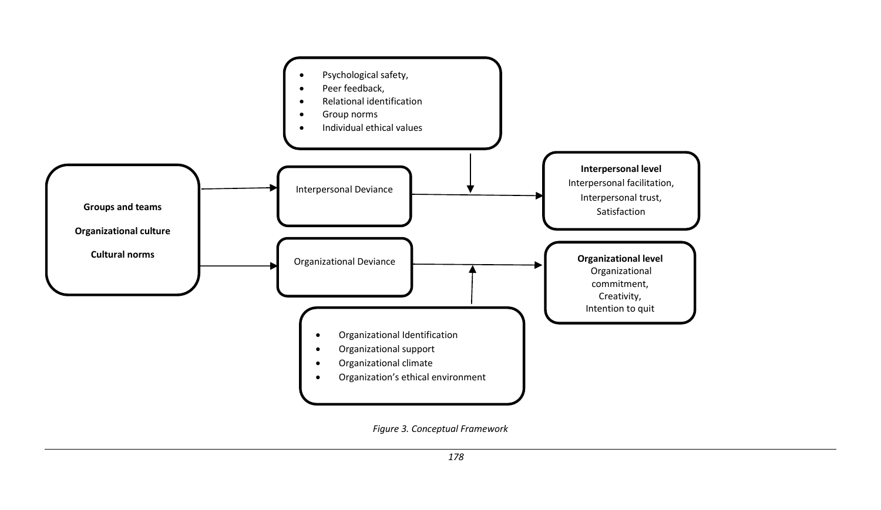- Psychological safety,
- Peer feedback,
- Relational identification
- Group norms
- Individual ethical values

**Groups and teams**

**Organizational culture**

**Cultural norms**

Interpersonal Deviance

Organizational Deviance

**Interpersonal level**
Interpersonal facilitation,
Interpersonal trust,
Satisfaction

**Organizational level**
Organizational commitment,
Creativity,
Intention to quit

- Organizational Identification
- Organizational support
- Organizational climate
- Organization's ethical environment

*Figure 3. Conceptual Framework*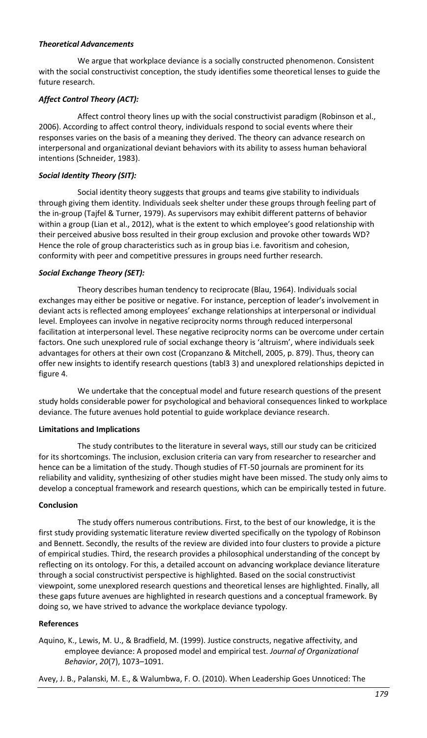### *Theoretical Advancements*

We argue that workplace deviance is a socially constructed phenomenon. Consistent with the social constructivist conception, the study identifies some theoretical lenses to guide the future research.

### *Affect Control Theory (ACT):*

Affect control theory lines up with the social constructivist paradigm (Robinson et al., 2006). According to affect control theory, individuals respond to social events where their responses varies on the basis of a meaning they derived. The theory can advance research on interpersonal and organizational deviant behaviors with its ability to assess human behavioral intentions (Schneider, 1983).

### *Social Identity Theory (SIT):*

Social identity theory suggests that groups and teams give stability to individuals through giving them identity. Individuals seek shelter under these groups through feeling part of the in-group (Tajfel & Turner, 1979). As supervisors may exhibit different patterns of behavior within a group (Lian et al., 2012), what is the extent to which employee's good relationship with their perceived abusive boss resulted in their group exclusion and provoke other towards WD? Hence the role of group characteristics such as in group bias i.e. favoritism and cohesion, conformity with peer and competitive pressures in groups need further research.

### *Social Exchange Theory (SET):*

Theory describes human tendency to reciprocate (Blau, 1964). Individuals social exchanges may either be positive or negative. For instance, perception of leader's involvement in deviant acts is reflected among employees' exchange relationships at interpersonal or individual level. Employees can involve in negative reciprocity norms through reduced interpersonal facilitation at interpersonal level. These negative reciprocity norms can be overcome under certain factors. One such unexplored rule of social exchange theory is 'altruism', where individuals seek advantages for others at their own cost (Cropanzano & Mitchell, 2005, p. 879). Thus, theory can offer new insights to identify research questions (tabl3 3) and unexplored relationships depicted in figure 4.

We undertake that the conceptual model and future research questions of the present study holds considerable power for psychological and behavioral consequences linked to workplace deviance. The future avenues hold potential to guide workplace deviance research.

### **Limitations and Implications**

The study contributes to the literature in several ways, still our study can be criticized for its shortcomings. The inclusion, exclusion criteria can vary from researcher to researcher and hence can be a limitation of the study. Though studies of FT-50 journals are prominent for its reliability and validity, synthesizing of other studies might have been missed. The study only aims to develop a conceptual framework and research questions, which can be empirically tested in future.

### **Conclusion**

The study offers numerous contributions. First, to the best of our knowledge, it is the first study providing systematic literature review diverted specifically on the typology of Robinson and Bennett. Secondly, the results of the review are divided into four clusters to provide a picture of empirical studies. Third, the research provides a philosophic understanding of the concept by reflecting on its ontology. For this, a detailed account on advancing workplace deviance literature through a social constructivist perspective is highlighted. Based on the social constructivist viewpoint, some unexplored research questions and theoretical lenses are highlighted. Finally, all these gaps future avenues are highlighted in research questions and a conceptual framework. By doing so, we have strived to advance the workplace deviance typology.

### **References**

Aquino, K., Lewis, M. U., & Bradfield, M. (1999). Justice constructs, negative affectivity, and employee deviance: A proposed model and empirical test. *Journal of Organizational Behavior*, *20*(7), 1073–1091.

Avey, J. B., Palanski, M. E., & Walumbwa, F. O. (2010). When Leadership Goes Unnoticed: The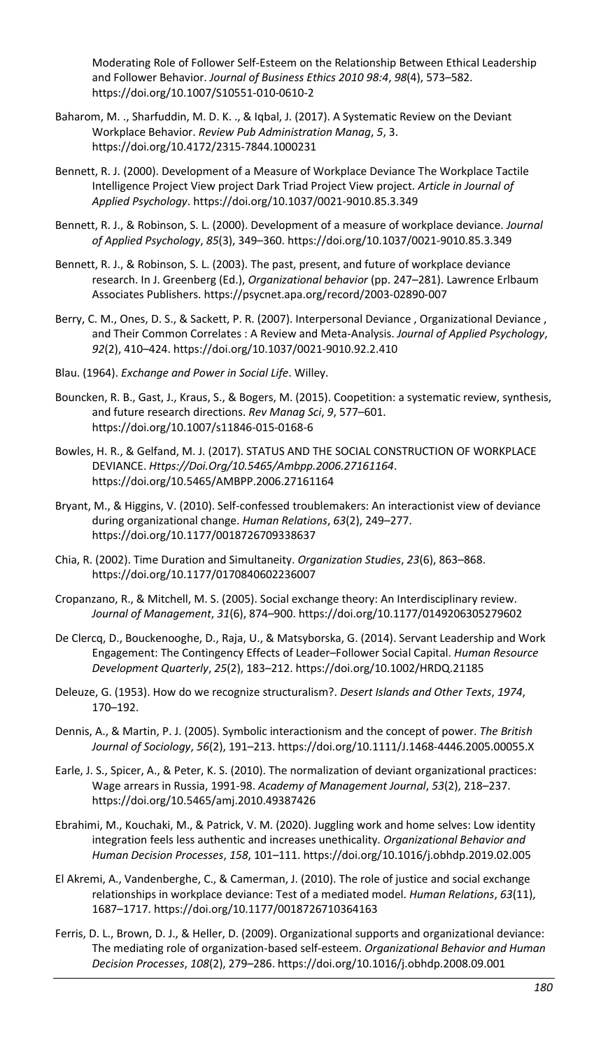Moderating Role of Follower Self-Esteem on the Relationship Between Ethical Leadership and Follower Behavior. *Journal of Business Ethics 2010 98:4*, *98*(4), 573–582. https://doi.org/10.1007/S10551-010-0610-2

Baharom, M. ., Sharfuddin, M. D. K. ., & Iqbal, J. (2017). A Systematic Review on the Deviant Workplace Behavior. *Review Pub Administration Manag*, *5*, 3. https://doi.org/10.4172/2315-7844.1000231

Bennett, R. J. (2000). Development of a Measure of Workplace Deviance The Workplace Tactile Intelligence Project View project Dark Triad Project View project. *Article in Journal of Applied Psychology*. https://doi.org/10.1037/0021-9010.85.3.349

Bennett, R. J., & Robinson, S. L. (2000). Development of a measure of workplace deviance. *Journal of Applied Psychology*, *85*(3), 349–360. https://doi.org/10.1037/0021-9010.85.3.349

Bennett, R. J., & Robinson, S. L. (2003). The past, present, and future of workplace deviance research. In J. Greenberg (Ed.), *Organizational behavior* (pp. 247–281). Lawrence Erlbaum Associates Publishers. https://psycnet.apa.org/record/2003-02890-007

Berry, C. M., Ones, D. S., & Sackett, P. R. (2007). Interpersonal Deviance , Organizational Deviance , and Their Common Correlates : A Review and Meta-Analysis. *Journal of Applied Psychology*, *92*(2), 410–424. https://doi.org/10.1037/0021-9010.92.2.410

Blau. (1964). *Exchange and Power in Social Life*. Willey.

Bouncken, R. B., Gast, J., Kraus, S., & Bogers, M. (2015). Coopetition: a systematic review, synthesis, and future research directions. *Rev Manag Sci*, *9*, 577–601. https://doi.org/10.1007/s11846-015-0168-6

Bowles, H. R., & Gelfand, M. J. (2017). STATUS AND THE SOCIAL CONSTRUCTION OF WORKPLACE DEVIANCE. *Https://Doi.Org/10.5465/Ambpp.2006.27161164*. https://doi.org/10.5465/AMBPP.2006.27161164

Bryant, M., & Higgins, V. (2010). Self-confessed troublemakers: An interactionist view of deviance during organizational change. *Human Relations*, *63*(2), 249–277. https://doi.org/10.1177/0018726709338637

Chia, R. (2002). Time Duration and Simultaneity. *Organization Studies*, *23*(6), 863–868. https://doi.org/10.1177/0170840602236007

Cropanzano, R., & Mitchell, M. S. (2005). Social exchange theory: An Interdisciplinary review. *Journal of Management*, *31*(6), 874–900. https://doi.org/10.1177/0149206305279602

De Clercq, D., Bouckenooghe, D., Raja, U., & Matsyborska, G. (2014). Servant Leadership and Work Engagement: The Contingency Effects of Leader–Follower Social Capital. *Human Resource Development Quarterly*, *25*(2), 183–212. https://doi.org/10.1002/HRDQ.21185

Deleuze, G. (1953). How do we recognize structuralism?. *Desert Islands and Other Texts*, *1974*, 170–192.

Dennis, A., & Martin, P. J. (2005). Symbolic interactionism and the concept of power. *The British Journal of Sociology*, *56*(2), 191–213. https://doi.org/10.1111/J.1468-4446.2005.00055.X

Earle, J. S., Spicer, A., & Peter, K. S. (2010). The normalization of deviant organizational practices: Wage arrears in Russia, 1991-98. *Academy of Management Journal*, *53*(2), 218–237. https://doi.org/10.5465/amj.2010.49387426

Ebrahimi, M., Kouchaki, M., & Patrick, V. M. (2020). Juggling work and home selves: Low identity integration feels less authentic and increases unethicality. *Organizational Behavior and Human Decision Processes*, *158*, 101–111. https://doi.org/10.1016/j.obhdp.2019.02.005

El Akremi, A., Vandenberghe, C., & Camerman, J. (2010). The role of justice and social exchange relationships in workplace deviance: Test of a mediated model. *Human Relations*, *63*(11), 1687–1717. https://doi.org/10.1177/0018726710364163

Ferris, D. L., Brown, D. J., & Heller, D. (2009). Organizational supports and organizational deviance: The mediating role of organization-based self-esteem. *Organizational Behavior and Human Decision Processes*, *108*(2), 279–286. https://doi.org/10.1016/j.obhdp.2008.09.001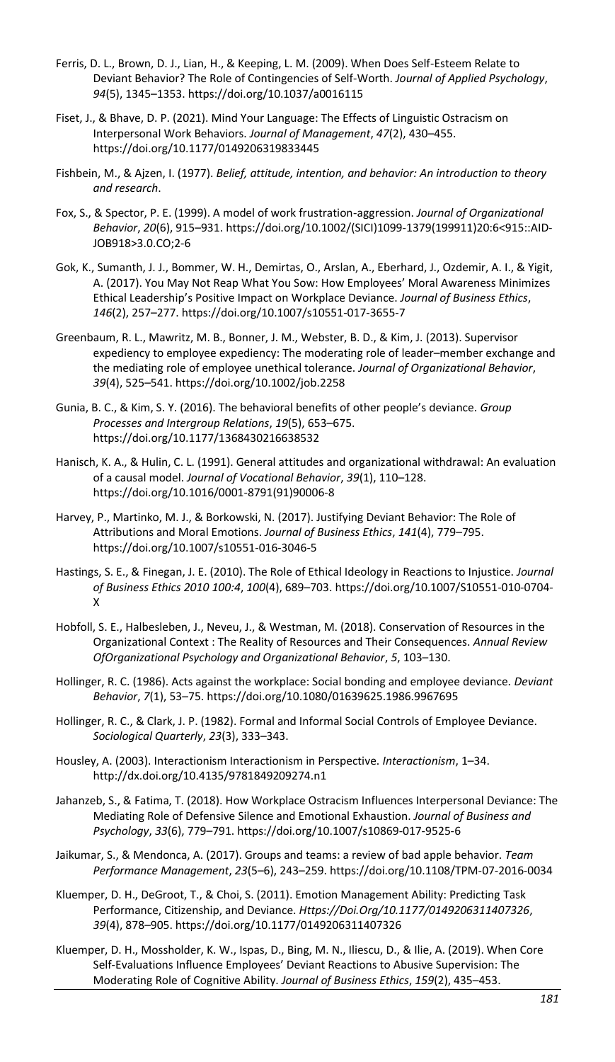Ferris, D. L., Brown, D. J., Lian, H., & Keeping, L. M. (2009). When Does Self-Esteem Relate to Deviant Behavior? The Role of Contingencies of Self-Worth. *Journal of Applied Psychology*, *94*(5), 1345–1353. https://doi.org/10.1037/a0016115

Fiset, J., & Bhave, D. P. (2021). Mind Your Language: The Effects of Linguistic Ostracism on Interpersonal Work Behaviors. *Journal of Management*, *47*(2), 430–455. https://doi.org/10.1177/0149206319833445

Fishbein, M., & Ajzen, I. (1977). *Belief, attitude, intention, and behavior: An introduction to theory and research*.

Fox, S., & Spector, P. E. (1999). A model of work frustration-aggression. *Journal of Organizational Behavior*, *20*(6), 915–931. https://doi.org/10.1002/(SICI)1099-1379(199911)20:6<915::AID-JOB918>3.0.CO;2-6

Gok, K., Sumanth, J. J., Bommer, W. H., Demirtas, O., Arslan, A., Eberhard, J., Ozdemir, A. I., & Yigit, A. (2017). You May Not Reap What You Sow: How Employees' Moral Awareness Minimizes Ethical Leadership's Positive Impact on Workplace Deviance. *Journal of Business Ethics*, *146*(2), 257–277. https://doi.org/10.1007/s10551-017-3655-7

Greenbaum, R. L., Mawritz, M. B., Bonner, J. M., Webster, B. D., & Kim, J. (2013). Supervisor expediency to employee expediency: The moderating role of leader–member exchange and the mediating role of employee unethical tolerance. *Journal of Organizational Behavior*, *39*(4), 525–541. https://doi.org/10.1002/job.2258

Gunia, B. C., & Kim, S. Y. (2016). The behavioral benefits of other people's deviance. *Group Processes and Intergroup Relations*, *19*(5), 653–675. https://doi.org/10.1177/1368430216638532

Hanisch, K. A., & Hulin, C. L. (1991). General attitudes and organizational withdrawal: An evaluation of a causal model. *Journal of Vocational Behavior*, *39*(1), 110–128. https://doi.org/10.1016/0001-8791(91)90006-8

Harvey, P., Martinko, M. J., & Borkowski, N. (2017). Justifying Deviant Behavior: The Role of Attributions and Moral Emotions. *Journal of Business Ethics*, *141*(4), 779–795. https://doi.org/10.1007/s10551-016-3046-5

Hastings, S. E., & Finegan, J. E. (2010). The Role of Ethical Ideology in Reactions to Injustice. *Journal of Business Ethics 2010 100:4*, *100*(4), 689–703. https://doi.org/10.1007/S10551-010-0704-X

Hobfoll, S. E., Halbesleben, J., Neveu, J., & Westman, M. (2018). Conservation of Resources in the Organizational Context : The Reality of Resources and Their Consequences. *Annual Review OfOrganizational Psychology and Organizational Behavior*, *5*, 103–130.

Hollinger, R. C. (1986). Acts against the workplace: Social bonding and employee deviance. *Deviant Behavior*, *7*(1), 53–75. https://doi.org/10.1080/01639625.1986.9967695

Hollinger, R. C., & Clark, J. P. (1982). Formal and Informal Social Controls of Employee Deviance. *Sociological Quarterly*, *23*(3), 333–343.

Housley, A. (2003). Interactionism Interactionism in Perspective. *Interactionism*, 1–34. http://dx.doi.org/10.4135/9781849209274.n1

Jahanzeb, S., & Fatima, T. (2018). How Workplace Ostracism Influences Interpersonal Deviance: The Mediating Role of Defensive Silence and Emotional Exhaustion. *Journal of Business and Psychology*, *33*(6), 779–791. https://doi.org/10.1007/s10869-017-9525-6

Jaikumar, S., & Mendonca, A. (2017). Groups and teams: a review of bad apple behavior. *Team Performance Management*, *23*(5–6), 243–259. https://doi.org/10.1108/TPM-07-2016-0034

Kluemper, D. H., DeGroot, T., & Choi, S. (2011). Emotion Management Ability: Predicting Task Performance, Citizenship, and Deviance. *Https://Doi.Org/10.1177/0149206311407326*, *39*(4), 878–905. https://doi.org/10.1177/0149206311407326

Kluemper, D. H., Mossholder, K. W., Ispas, D., Bing, M. N., Iliescu, D., & Ilie, A. (2019). When Core Self-Evaluations Influence Employees' Deviant Reactions to Abusive Supervision: The Moderating Role of Cognitive Ability. *Journal of Business Ethics*, *159*(2), 435–453.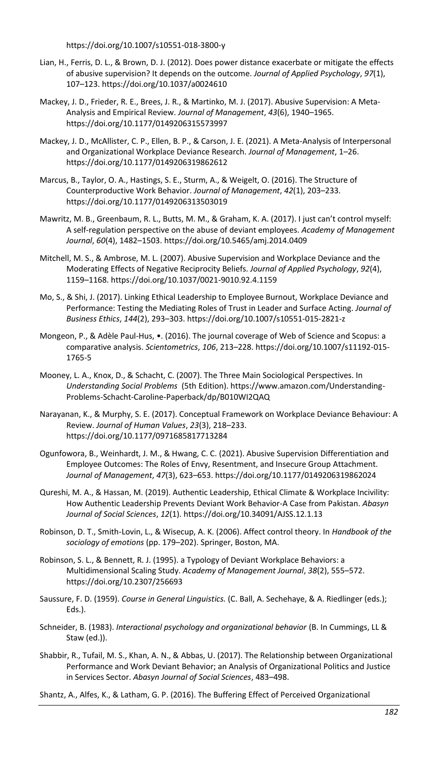https://doi.org/10.1007/s10551-018-3800-y

Lian, H., Ferris, D. L., & Brown, D. J. (2012). Does power distance exacerbate or mitigate the effects of abusive supervision? It depends on the outcome. *Journal of Applied Psychology*, *97*(1), 107–123. https://doi.org/10.1037/a0024610

Mackey, J. D., Frieder, R. E., Brees, J. R., & Martinko, M. J. (2017). Abusive Supervision: A Meta-Analysis and Empirical Review. *Journal of Management*, *43*(6), 1940–1965. https://doi.org/10.1177/0149206315573997

Mackey, J. D., McAllister, C. P., Ellen, B. P., & Carson, J. E. (2021). A Meta-Analysis of Interpersonal and Organizational Workplace Deviance Research. *Journal of Management*, 1–26. https://doi.org/10.1177/0149206319862612

Marcus, B., Taylor, O. A., Hastings, S. E., Sturm, A., & Weigelt, O. (2016). The Structure of Counterproductive Work Behavior. *Journal of Management*, *42*(1), 203–233. https://doi.org/10.1177/0149206313503019

Mawritz, M. B., Greenbaum, R. L., Butts, M. M., & Graham, K. A. (2017). I just can't control myself: A self-regulation perspective on the abuse of deviant employees. *Academy of Management Journal*, *60*(4), 1482–1503. https://doi.org/10.5465/amj.2014.0409

Mitchell, M. S., & Ambrose, M. L. (2007). Abusive Supervision and Workplace Deviance and the Moderating Effects of Negative Reciprocity Beliefs. *Journal of Applied Psychology*, *92*(4), 1159–1168. https://doi.org/10.1037/0021-9010.92.4.1159

Mo, S., & Shi, J. (2017). Linking Ethical Leadership to Employee Burnout, Workplace Deviance and Performance: Testing the Mediating Roles of Trust in Leader and Surface Acting. *Journal of Business Ethics*, *144*(2), 293–303. https://doi.org/10.1007/s10551-015-2821-z

Mongeon, P., & Adèle Paul-Hus, •. (2016). The journal coverage of Web of Science and Scopus: a comparative analysis. *Scientometrics*, *106*, 213–228. https://doi.org/10.1007/s11192-015-1765-5

Mooney, L. A., Knox, D., & Schacht, C. (2007). The Three Main Sociological Perspectives. In *Understanding Social Problems* (5th Edition). https://www.amazon.com/Understanding-Problems-Schacht-Caroline-Paperback/dp/B010WI2QAQ

Narayanan, K., & Murphy, S. E. (2017). Conceptual Framework on Workplace Deviance Behaviour: A Review. *Journal of Human Values*, *23*(3), 218–233. https://doi.org/10.1177/0971685817713284

Ogunfowora, B., Weinhardt, J. M., & Hwang, C. C. (2021). Abusive Supervision Differentiation and Employee Outcomes: The Roles of Envy, Resentment, and Insecure Group Attachment. *Journal of Management*, *47*(3), 623–653. https://doi.org/10.1177/0149206319862024

Qureshi, M. A., & Hassan, M. (2019). Authentic Leadership, Ethical Climate & Workplace Incivility: How Authentic Leadership Prevents Deviant Work Behavior-A Case from Pakistan. *Abasyn Journal of Social Sciences*, *12*(1). https://doi.org/10.34091/AJSS.12.1.13

Robinson, D. T., Smith-Lovin, L., & Wisecup, A. K. (2006). Affect control theory. In *Handbook of the sociology of emotions* (pp. 179–202). Springer, Boston, MA.

Robinson, S. L., & Bennett, R. J. (1995). a Typology of Deviant Workplace Behaviors: a Multidimensional Scaling Study. *Academy of Management Journal*, *38*(2), 555–572. https://doi.org/10.2307/256693

Saussure, F. D. (1959). *Course in General Linguistics.* (C. Ball, A. Sechehaye, & A. Riedlinger (eds.); Eds.).

Schneider, B. (1983). *Interactional psychology and organizational behavior* (B. In Cummings, LL & Staw (ed.)).

Shabbir, R., Tufail, M. S., Khan, A. N., & Abbas, U. (2017). The Relationship between Organizational Performance and Work Deviant Behavior; an Analysis of Organizational Politics and Justice in Services Sector. *Abasyn Journal of Social Sciences*, 483–498.

Shantz, A., Alfes, K., & Latham, G. P. (2016). The Buffering Effect of Perceived Organizational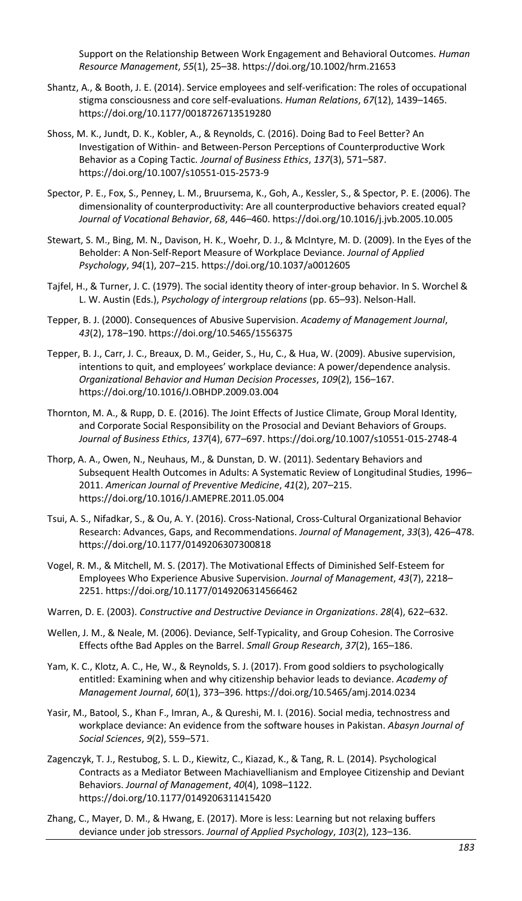Support on the Relationship Between Work Engagement and Behavioral Outcomes. *Human Resource Management*, *55*(1), 25–38. https://doi.org/10.1002/hrm.21653

Shantz, A., & Booth, J. E. (2014). Service employees and self-verification: The roles of occupational stigma consciousness and core self-evaluations. *Human Relations*, *67*(12), 1439–1465. https://doi.org/10.1177/0018726713519280

Shoss, M. K., Jundt, D. K., Kobler, A., & Reynolds, C. (2016). Doing Bad to Feel Better? An Investigation of Within- and Between-Person Perceptions of Counterproductive Work Behavior as a Coping Tactic. *Journal of Business Ethics*, *137*(3), 571–587. https://doi.org/10.1007/s10551-015-2573-9

Spector, P. E., Fox, S., Penney, L. M., Bruursema, K., Goh, A., Kessler, S., & Spector, P. E. (2006). The dimensionality of counterproductivity: Are all counterproductive behaviors created equal? *Journal of Vocational Behavior*, *68*, 446–460. https://doi.org/10.1016/j.jvb.2005.10.005

Stewart, S. M., Bing, M. N., Davison, H. K., Woehr, D. J., & McIntyre, M. D. (2009). In the Eyes of the Beholder: A Non-Self-Report Measure of Workplace Deviance. *Journal of Applied Psychology*, *94*(1), 207–215. https://doi.org/10.1037/a0012605

Tajfel, H., & Turner, J. C. (1979). The social identity theory of inter-group behavior. In S. Worchel & L. W. Austin (Eds.), *Psychology of intergroup relations* (pp. 65–93). Nelson-Hall.

Tepper, B. J. (2000). Consequences of Abusive Supervision. *Academy of Management Journal*, *43*(2), 178–190. https://doi.org/10.5465/1556375

Tepper, B. J., Carr, J. C., Breaux, D. M., Geider, S., Hu, C., & Hua, W. (2009). Abusive supervision, intentions to quit, and employees' workplace deviance: A power/dependence analysis. *Organizational Behavior and Human Decision Processes*, *109*(2), 156–167. https://doi.org/10.1016/J.OBHDP.2009.03.004

Thornton, M. A., & Rupp, D. E. (2016). The Joint Effects of Justice Climate, Group Moral Identity, and Corporate Social Responsibility on the Prosocial and Deviant Behaviors of Groups. *Journal of Business Ethics*, *137*(4), 677–697. https://doi.org/10.1007/s10551-015-2748-4

Thorp, A. A., Owen, N., Neuhaus, M., & Dunstan, D. W. (2011). Sedentary Behaviors and Subsequent Health Outcomes in Adults: A Systematic Review of Longitudinal Studies, 1996–2011. *American Journal of Preventive Medicine*, *41*(2), 207–215. https://doi.org/10.1016/J.AMEPRE.2011.05.004

Tsui, A. S., Nifadkar, S., & Ou, A. Y. (2016). Cross-National, Cross-Cultural Organizational Behavior Research: Advances, Gaps, and Recommendations. *Journal of Management*, *33*(3), 426–478. https://doi.org/10.1177/0149206307300818

Vogel, R. M., & Mitchell, M. S. (2017). The Motivational Effects of Diminished Self-Esteem for Employees Who Experience Abusive Supervision. *Journal of Management*, *43*(7), 2218–2251. https://doi.org/10.1177/0149206314566462

Warren, D. E. (2003). *Constructive and Destructive Deviance in Organizations*. *28*(4), 622–632.

Wellen, J. M., & Neale, M. (2006). Deviance, Self-Typicality, and Group Cohesion. The Corrosive Effects ofthe Bad Apples on the Barrel. *Small Group Research*, *37*(2), 165–186.

Yam, K. C., Klotz, A. C., He, W., & Reynolds, S. J. (2017). From good soldiers to psychologically entitled: Examining when and why citizenship behavior leads to deviance. *Academy of Management Journal*, *60*(1), 373–396. https://doi.org/10.5465/amj.2014.0234

Yasir, M., Batool, S., Khan F., Imran, A., & Qureshi, M. I. (2016). Social media, technostress and workplace deviance: An evidence from the software houses in Pakistan. *Abasyn Journal of Social Sciences*, *9*(2), 559–571.

Zagenczyk, T. J., Restubog, S. L. D., Kiewitz, C., Kiazad, K., & Tang, R. L. (2014). Psychological Contracts as a Mediator Between Machiavellianism and Employee Citizenship and Deviant Behaviors. *Journal of Management*, *40*(4), 1098–1122. https://doi.org/10.1177/0149206311415420

Zhang, C., Mayer, D. M., & Hwang, E. (2017). More is less: Learning but not relaxing buffers deviance under job stressors. *Journal of Applied Psychology*, *103*(2), 123–136.